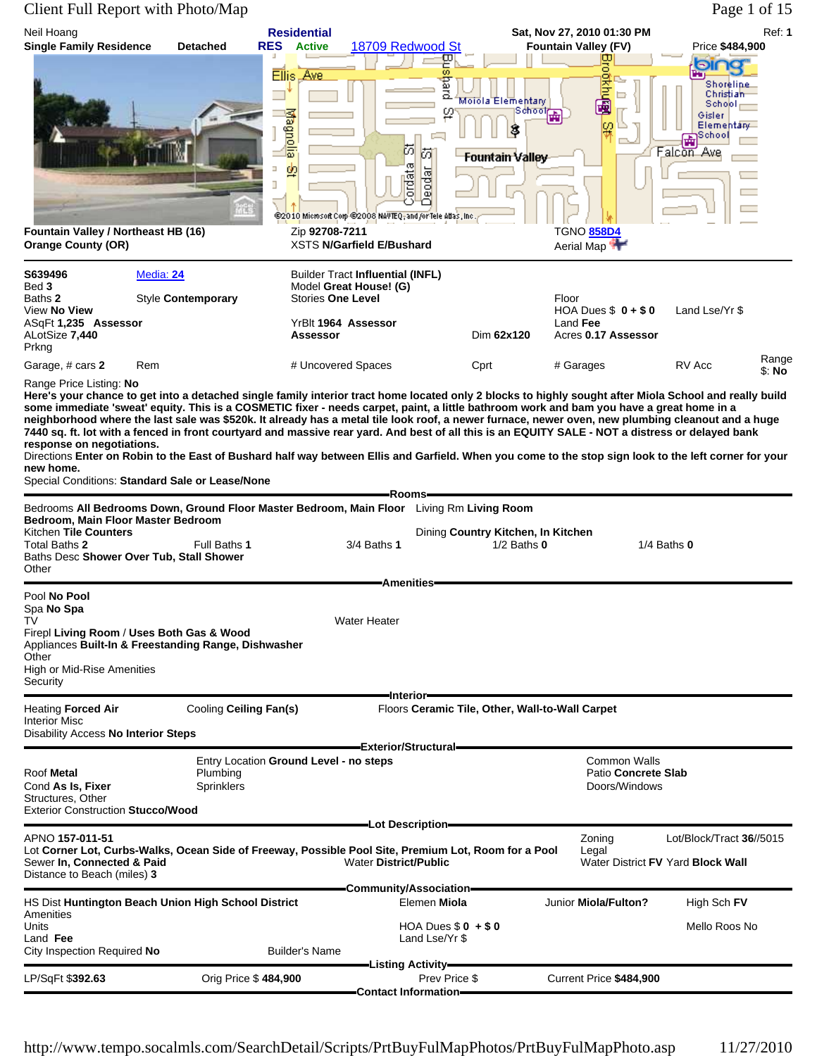# Client Full Report with Photo/Map

Neil Hoang | **Residential** | **Sat, Nov 27, 2010 01:30 PM** | Ref: **1**

**Single Family Residence** | **Detached** | **RES** **Active** | 18709 Redwood St | **Fountain Valley (FV)** | Price **$484,900**

**Fountain Valley / Northeast HB (16)**
**Orange County (OR)**

Zip **92708-7211**
XSTS **N/Garfield E/Bushard**

TGNO 858D4
Aerial Map

---

**S639496** | Media: 24 | Builder Tract **Influential (INFL)**
Bed **3** | | Model **Great House! (G)**
Baths **2** | Style **Contemporary** | Stories **One Level** | Floor
View **No View** | | | HOA Dues $ **0 + $ 0** | Land Lse/Yr $
ASqFt **1,235 Assessor** | YrBlt **1964 Assessor** | Land **Fee**
ALotSize **7,440** | **Assessor** | Dim **62x120** | Acres **0.17 Assessor**
Prkng

Garage, # cars **2** | Rem | # Uncovered Spaces | Cprt | # Garages | RV Acc | Range $: **No**

Range Price Listing: **No**

**Here's your chance to get into a detached single family interior tract home located only 2 blocks to highly sought after Miola School and really build some immediate 'sweat' equity. This is a COSMETIC fixer - needs carpet, paint, a little bathroom work and bam you have a great home in a neighborhood where the last sale was $520k. It already has a metal tile look roof, a newer furnace, newer oven, new plumbing cleanout and a huge 7440 sq. ft. lot with a fenced in front courtyard and massive rear yard. And best of all this is an EQUITY SALE - NOT a distress or delayed bank response on negotiations.**

Directions **Enter on Robin to the East of Bushard half way between Ellis and Garfield. When you come to the stop sign look to the left corner for your new home.**

Special Conditions: **Standard Sale or Lease/None**

## Rooms

Bedrooms **All Bedrooms Down, Ground Floor Master Bedroom, Main Floor Bedroom, Main Floor Master Bedroom**
Living Rm **Living Room**
Kitchen **Tile Counters**
Dining **Country Kitchen, In Kitchen**
Total Baths **2** | Full Baths **1** | 3/4 Baths **1** | 1/2 Baths **0** | 1/4 Baths **0**
Baths Desc **Shower Over Tub, Stall Shower**
Other

## Amenities

Pool **No Pool**
Spa **No Spa**
TV | Water Heater
Firepl **Living Room / Uses Both Gas & Wood**
Appliances **Built-In & Freestanding Range, Dishwasher**
Other
High or Mid-Rise Amenities
Security

## Interior

Heating **Forced Air** | Cooling **Ceiling Fan(s)** | Floors **Ceramic Tile, Other, Wall-to-Wall Carpet**
Interior Misc
Disability Access **No Interior Steps**

## Exterior/Structural

Entry Location **Ground Level - no steps** | Common Walls
Roof **Metal** | Plumbing | Patio **Concrete Slab**
Cond **As Is, Fixer** | Sprinklers | Doors/Windows
Structures, Other
Exterior Construction **Stucco/Wood**

## Lot Description

APNO **157-011-51** | Zoning | Lot/Block/Tract **36//5015**
**Lot Corner Lot, Curbs-Walks, Ocean Side of Freeway, Possible Pool Site, Premium Lot, Room for a Pool** | Legal
Sewer **In, Connected & Paid** | Water **District/Public** | Water District **FV** Yard **Block Wall**
Distance to Beach (miles) **3**

## Community/Association

HS Dist **Huntington Beach Union High School District** | Elemen **Miola** | Junior **Miola/Fulton?** | High Sch **FV**
Amenities
Units | HOA Dues $ **0** + $ **0** | Mello Roos **No**
Land **Fee** | Land Lse/Yr $
City Inspection Required **No** | Builder's Name

## Listing Activity

LP/SqFt **$392.63** | Orig Price $ **484,900** | Prev Price $ | Current Price **$484,900**

## Contact Information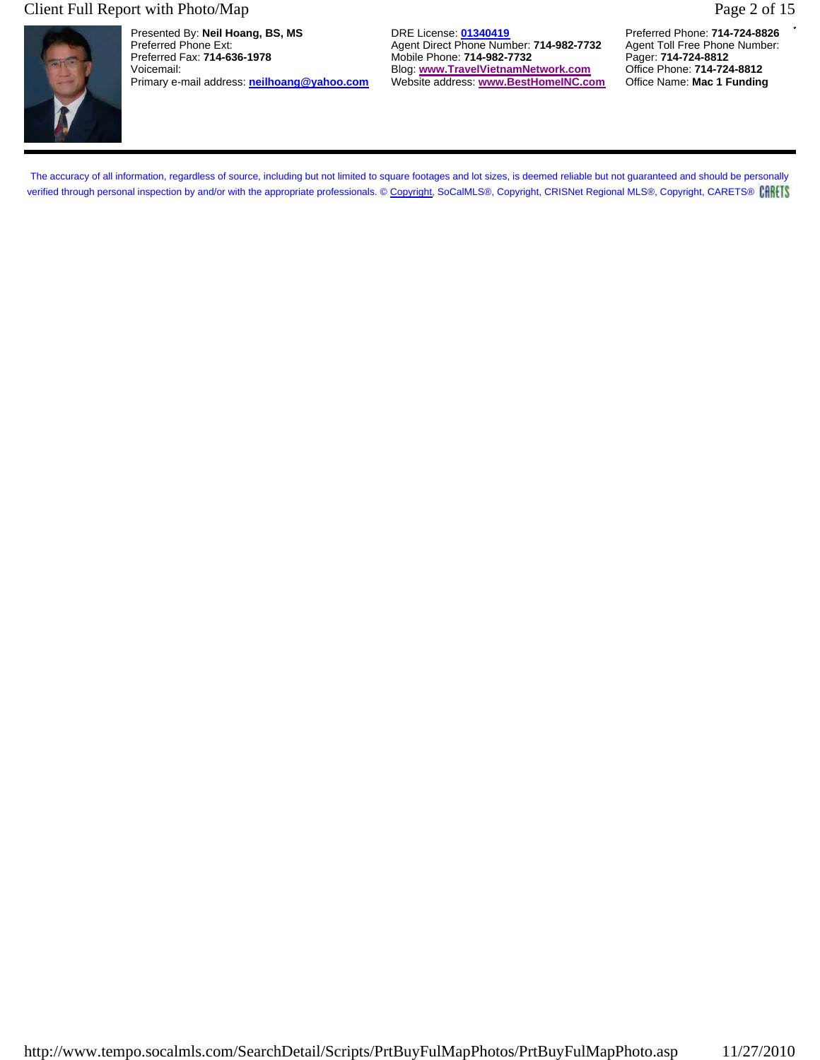Presented By: **Neil Hoang, BS, MS**
Preferred Phone Ext:
Preferred Fax: **714-636-1978**
Voicemail:
Primary e-mail address: **neilhoang@yahoo.com**

DRE License: **01340419**
Agent Direct Phone Number: **714-982-7732**
Mobile Phone: **714-982-7732**
Blog: **www.TravelVietnamNetwork.com**
Website address: **www.BestHomeINC.com**

Preferred Phone: **714-724-8826**
Agent Toll Free Phone Number:
Pager: **714-724-8812**
Office Phone: **714-724-8812**
Office Name: **Mac 1 Funding**

---

The accuracy of all information, regardless of source, including but not limited to square footages and lot sizes, is deemed reliable but not guaranteed and should be personally verified through personal inspection by and/or with the appropriate professionals. © Copyright, SoCalMLS®, Copyright, CRISNet Regional MLS®, Copyright, CARETS® CARETS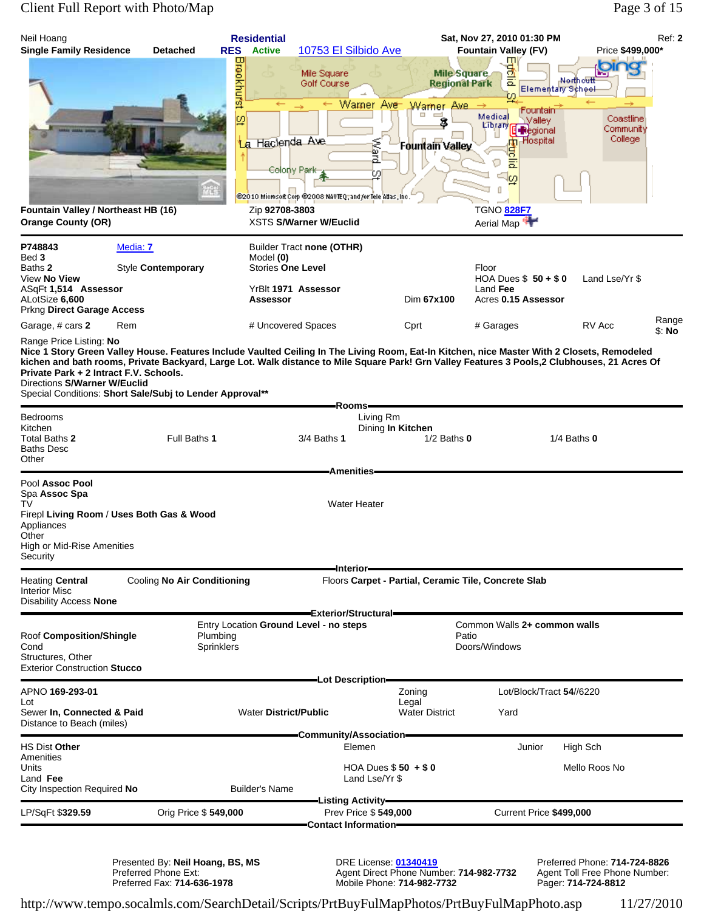Neil Hoang | **Residential** | **Sat, Nov 27, 2010 01:30 PM** | Ref: **2**

**Single Family Residence** **Detached** **RES** **Active** 10753 El Silbido Ave **Fountain Valley (FV)** Price **$499,000***

**Fountain Valley / Northeast HB (16)**
**Orange County (OR)**

Zip **92708-3803**
XSTS **S/Warner W/Euclid**

TGNO 828F7
Aerial Map

---

P748843 Media: 7
Bed **3**
Baths **2** Style **Contemporary**
View **No View**
ASqFt **1,514** **Assessor**
ALotSize **6,600**
Prkng **Direct Garage Access**

Builder Tract **none (OTHR)**
Model **(0)**
Stories **One Level**

YrBlt **1971** **Assessor**
**Assessor**

Dim **67x100**

Floor
HOA Dues $ **50** + $ **0** Land Lse/Yr $
Land **Fee**
Acres **0.15 Assessor**

Garage, # cars **2** Rem # Uncovered Spaces Cprt # Garages RV Acc Range $: **No**

Range Price Listing: **No**

**Nice 1 Story Green Valley House. Features Include Vaulted Ceiling In The Living Room, Eat-In Kitchen, nice Master With 2 Closets, Remodeled kitchen and bath rooms, Private Backyard, Large Lot. Walk distance to Mile Square Park! Grn Valley Features 3 Pools,2 Clubhouses, 21 Acres Of Private Park + 2 Intract F.V. Schools.**

Directions **S/Warner W/Euclid**

Special Conditions: **Short Sale/Subj to Lender Approval****

## Rooms

Bedrooms
Kitchen
Total Baths **2** Full Baths **1** 3/4 Baths **1** 1/2 Baths **0** 1/4 Baths **0**
Baths Desc
Other

Living Rm
Dining **In Kitchen**

## Amenities

Pool **Assoc Pool**
Spa **Assoc Spa**
TV
Firepl **Living Room** / **Uses Both Gas & Wood**
Appliances
Other
High or Mid-Rise Amenities
Security

Water Heater

## Interior

Heating **Central** Cooling **No Air Conditioning** Floors **Carpet - Partial, Ceramic Tile, Concrete Slab**
Interior Misc
Disability Access **None**

## Exterior/Structural

Roof **Composition/Shingle**
Cond
Structures, Other
Exterior Construction **Stucco**

Entry Location **Ground Level - no steps**
Plumbing
Sprinklers

Common Walls **2+ common walls**
Patio
Doors/Windows

## Lot Description

APNO **169-293-01**
Lot
Sewer **In, Connected & Paid** Water **District/Public**
Distance to Beach (miles)

Zoning
Legal
Water District

Lot/Block/Tract **54//6220**

Yard

## Community/Association

HS Dist **Other**
Amenities
Units
Land **Fee**
City Inspection Required **No** Builder's Name

Elemen Junior High Sch

HOA Dues $ **50** + $ **0**
Land Lse/Yr $

Mello Roos No

## Listing Activity

LP/SqFt $**329.59** Orig Price $ **549,000** Prev Price $ **549,000** Current Price **$499,000**

## Contact Information

Presented By: **Neil Hoang, BS, MS**
Preferred Phone Ext:
Preferred Fax: **714-636-1978**

DRE License: 01340419
Agent Direct Phone Number: **714-982-7732**
Mobile Phone: **714-982-7732**

Preferred Phone: **714-724-8826**
Agent Toll Free Phone Number:
Pager: **714-724-8812**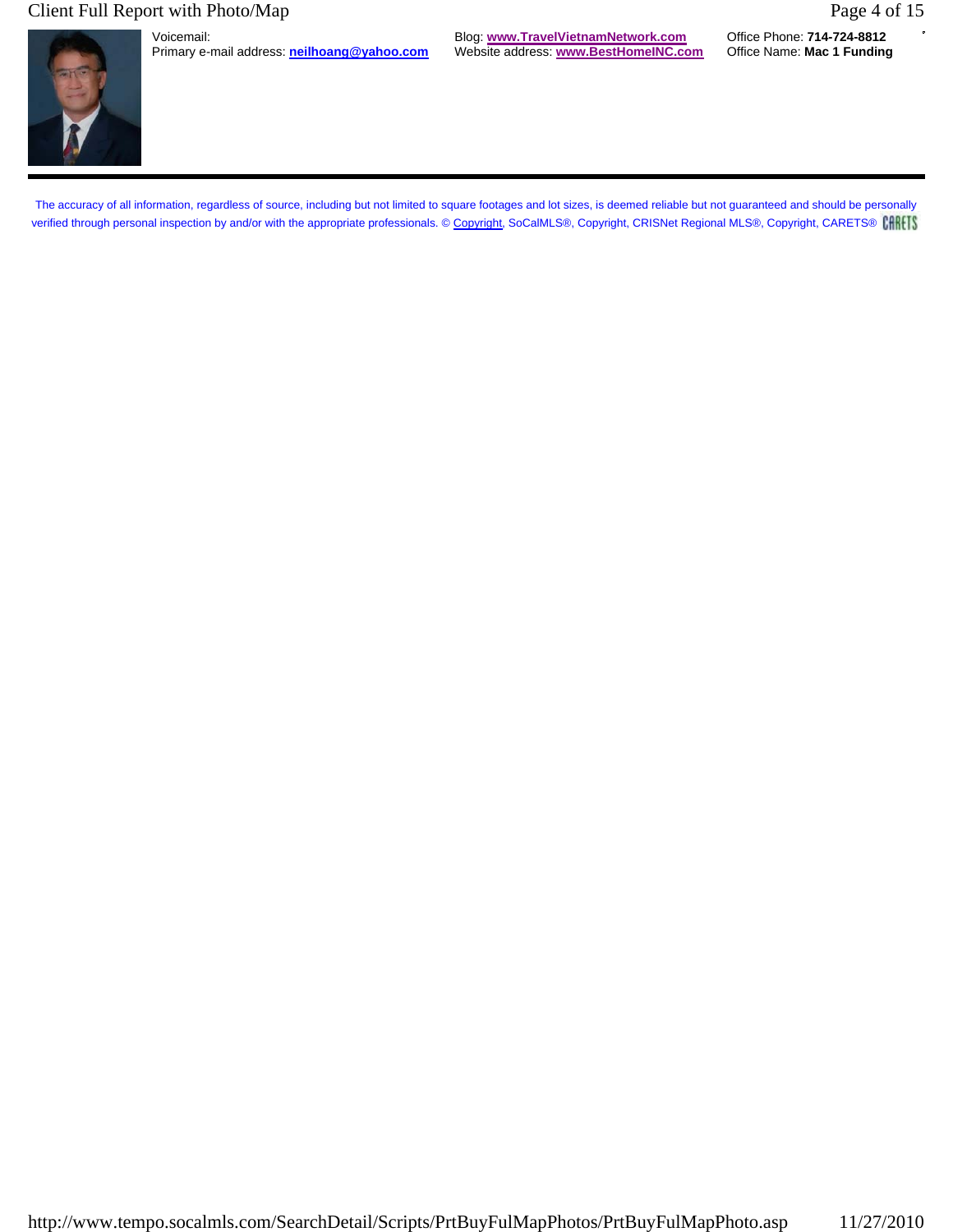Voicemail:
Primary e-mail address: **neilhoang@yahoo.com**

Blog: **www.TravelVietnamNetwork.com**
Website address: **www.BestHomeINC.com**

Office Phone: **714-724-8812**
Office Name: **Mac 1 Funding**

---

The accuracy of all information, regardless of source, including but not limited to square footages and lot sizes, is deemed reliable but not guaranteed and should be personally verified through personal inspection by and/or with the appropriate professionals. © Copyright, SoCalMLS®, Copyright, CRISNet Regional MLS®, Copyright, CARETS® CARETS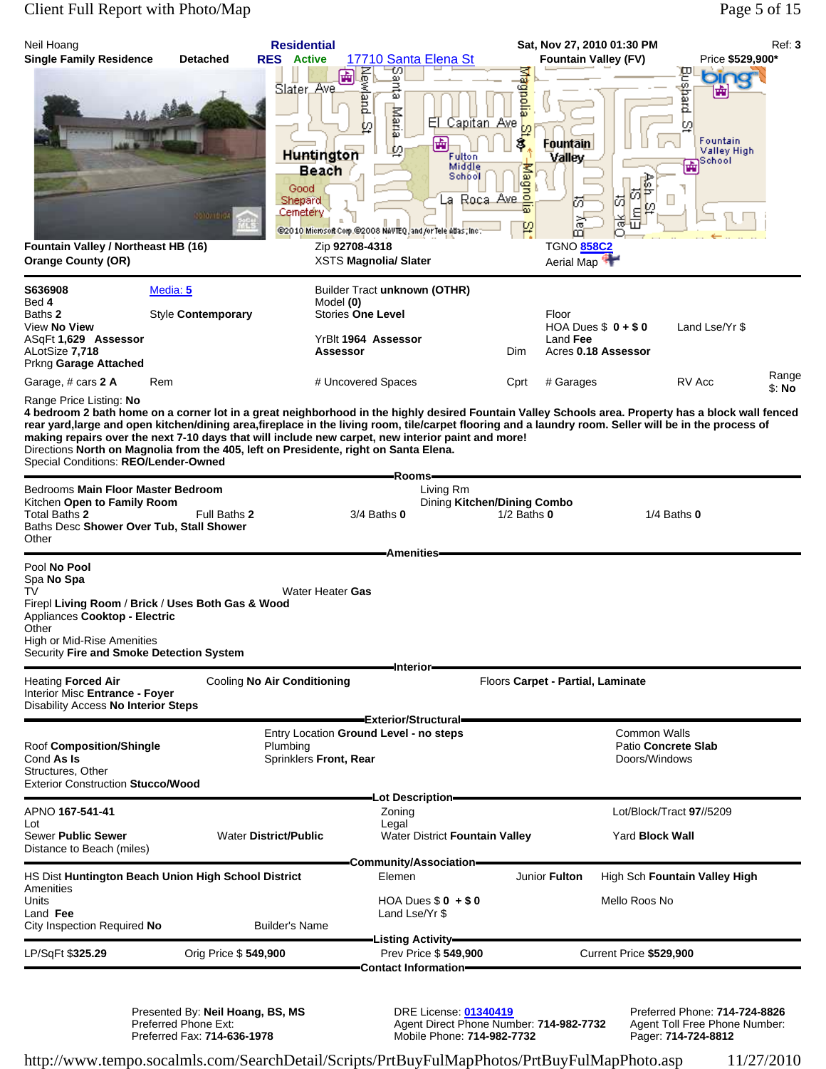Neil Hoang **Residential** **Sat, Nov 27, 2010 01:30 PM** Ref: **3**

**Single Family Residence** **Detached** **RES** **Active** 17710 Santa Elena St **Fountain Valley (FV)** Price **$529,900***

**Fountain Valley / Northeast HB (16)** Zip **92708-4318** TGNO 858C2

**Orange County (OR)** XSTS **Magnolia/ Slater** Aerial Map

S636908 Media: 5 Builder Tract **unknown (OTHR)**
Bed **4** Model **(0)**
Baths **2** Style **Contemporary** Stories **One Level** Floor
View **No View** HOA Dues $ **0 + $ 0** Land Lse/Yr $
ASqFt **1,629** **Assessor** YrBlt **1964** **Assessor** Land **Fee**
ALotSize **7,718** **Assessor** Dim Acres **0.18 Assessor**
Prkng **Garage Attached**
Garage, # cars **2 A** Rem # Uncovered Spaces Cprt # Garages RV Acc Range $: **No**

Range Price Listing: **No**

**4 bedroom 2 bath home on a corner lot in a great neighborhood in the highly desired Fountain Valley Schools area. Property has a block wall fenced rear yard,large and open kitchen/dining area,fireplace in the living room, tile/carpet flooring and a laundry room. Seller will be in the process of making repairs over the next 7-10 days that will include new carpet, new interior paint and more!**

Directions **North on Magnolia from the 405, left on Presidente, right on Santa Elena.**

Special Conditions: **REO/Lender-Owned**

## Rooms

Bedrooms **Main Floor Master Bedroom** Living Rm
Kitchen **Open to Family Room** Dining **Kitchen/Dining Combo**
Total Baths **2** Full Baths **2** 3/4 Baths **0** 1/2 Baths **0** 1/4 Baths **0**
Baths Desc **Shower Over Tub, Stall Shower**
Other

## Amenities

Pool **No Pool**
Spa **No Spa**
TV Water Heater **Gas**
Firepl **Living Room** / **Brick** / **Uses Both Gas & Wood**
Appliances **Cooktop - Electric**
Other
High or Mid-Rise Amenities
Security **Fire and Smoke Detection System**

## Interior

Heating **Forced Air** Cooling **No Air Conditioning** Floors **Carpet - Partial, Laminate**
Interior Misc **Entrance - Foyer**
Disability Access **No Interior Steps**

## Exterior/Structural

Entry Location **Ground Level - no steps** Common Walls
Roof **Composition/Shingle** Plumbing Patio **Concrete Slab**
Cond **As Is** Sprinklers **Front, Rear** Doors/Windows
Structures, Other
Exterior Construction **Stucco/Wood**

## Lot Description

APNO **167-541-41** Zoning Lot/Block/Tract **97//5209**
Lot Legal
Sewer **Public Sewer** Water **District/Public** Water District **Fountain Valley** Yard **Block Wall**
Distance to Beach (miles)

## Community/Association

HS Dist **Huntington Beach Union High School District** Elemen Junior **Fulton** High Sch **Fountain Valley High**
Amenities
Units HOA Dues $ **0** + $ **0** Mello Roos **No**
Land **Fee** Land Lse/Yr $
City Inspection Required **No** Builder's Name

## Listing Activity

LP/SqFt **$325.29** Orig Price $ **549,900** Prev Price $ **549,900** Current Price **$529,900**

## Contact Information

Presented By: **Neil Hoang, BS, MS** DRE License: 01340419 Preferred Phone: **714-724-8826**
Preferred Phone Ext: Agent Direct Phone Number: **714-982-7732** Agent Toll Free Phone Number:
Preferred Fax: **714-636-1978** Mobile Phone: **714-982-7732** Pager: **714-724-8812**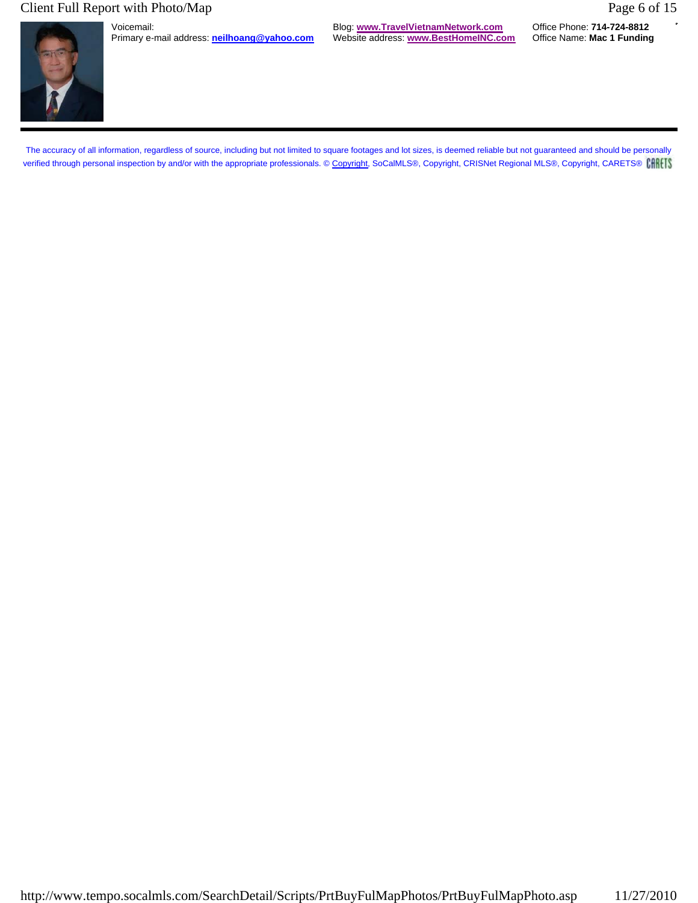Voicemail:
Primary e-mail address: **neilhoang@yahoo.com**

Blog: **www.TravelVietnamNetwork.com**
Website address: **www.BestHomeINC.com**

Office Phone: **714-724-8812**
Office Name: **Mac 1 Funding**

---

The accuracy of all information, regardless of source, including but not limited to square footages and lot sizes, is deemed reliable but not guaranteed and should be personally verified through personal inspection by and/or with the appropriate professionals. © Copyright, SoCalMLS®, Copyright, CRISNet Regional MLS®, Copyright, CARETS® CARETS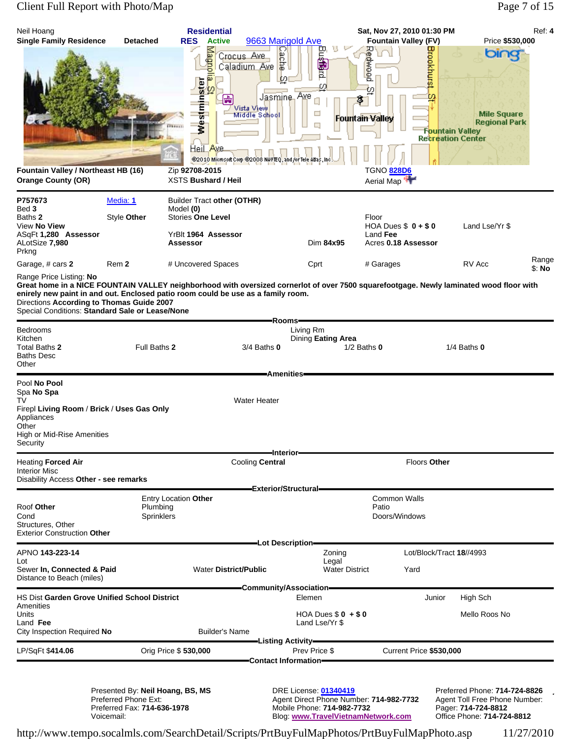Neil Hoang
**Single Family Residence** **Detached**

**Residential**
**RES** **Active** 9663 Marigold Ave

**Sat, Nov 27, 2010 01:30 PM**
**Fountain Valley (FV)**

Ref: **4**
Price **$530,000**

**Fountain Valley / Northeast HB (16)**
**Orange County (OR)**

Zip **92708-2015**
XSTS **Bushard / Heil**

TGNO 828D6
Aerial Map

| | | | | | |
|---|---|---|---|---|---|
| P757673 | Media: 1 | Builder Tract other (OTHR) | | | |
| Bed **3** | | Model **(0)** | | | |
| Baths **2** | Style **Other** | Stories **One Level** | | Floor | |
| View **No View** | | | | HOA Dues $ **0 + $ 0** | Land Lse/Yr $ |
| ASqFt **1,280 Assessor** | | YrBlt **1964 Assessor** | | Land **Fee** | |
| ALotSize **7,980** | | **Assessor** | Dim **84x95** | Acres **0.18 Assessor** | |
| Prkng | | | | | |
| Garage, # cars **2** | Rem **2** | # Uncovered Spaces | Cprt | # Garages | RV Acc | Range $: **No** |

Range Price Listing: **No**
**Great home in a NICE FOUNTAIN VALLEY neighborhood with oversized cornerlot of over 7500 squarefootgage. Newly laminated wood floor with enirely new paint in and out. Enclosed patio room could be use as a family room.**
Directions **According to Thomas Guide 2007**
Special Conditions: **Standard Sale or Lease/None**

## Rooms

Bedrooms
Kitchen
Total Baths **2** | Full Baths **2** | 3/4 Baths **0** | 1/2 Baths **0** | 1/4 Baths **0**
Baths Desc
Other

Living Rm
Dining **Eating Area**

## Amenities

Pool **No Pool**
Spa **No Spa**
TV
Water Heater
Firepl **Living Room** / **Brick** / **Uses Gas Only**
Appliances
Other
High or Mid-Rise Amenities
Security

## Interior

Heating **Forced Air** | Cooling **Central** | Floors **Other**
Interior Misc
Disability Access **Other - see remarks**

## Exterior/Structural

Entry Location **Other** | Common Walls
Roof **Other** | Plumbing | Patio
Cond | Sprinklers | Doors/Windows
Structures, Other
Exterior Construction **Other**

## Lot Description

APNO **143-223-14** | Zoning | Lot/Block/Tract **18//4993**
Lot | Legal
Sewer **In, Connected & Paid** | Water **District/Public** | Water District | Yard
Distance to Beach (miles)

## Community/Association

HS Dist **Garden Grove Unified School District** | Elemen | Junior | High Sch
Amenities
Units | HOA Dues $ **0 + $ 0** | Mello Roos **No**
Land **Fee** | Land Lse/Yr $
City Inspection Required **No** | Builder's Name

## Listing Activity

LP/SqFt **$414.06** | Orig Price $ **530,000** | Prev Price $ | Current Price **$530,000**

## Contact Information

Presented By: **Neil Hoang, BS, MS**
Preferred Phone Ext:
Preferred Fax: **714-636-1978**
Voicemail:

DRE License: 01340419
Agent Direct Phone Number: **714-982-7732**
Mobile Phone: **714-982-7732**
Blog: www.TravelVietnamNetwork.com

Preferred Phone: **714-724-8826**
Agent Toll Free Phone Number:
Pager: **714-724-8812**
Office Phone: **714-724-8812**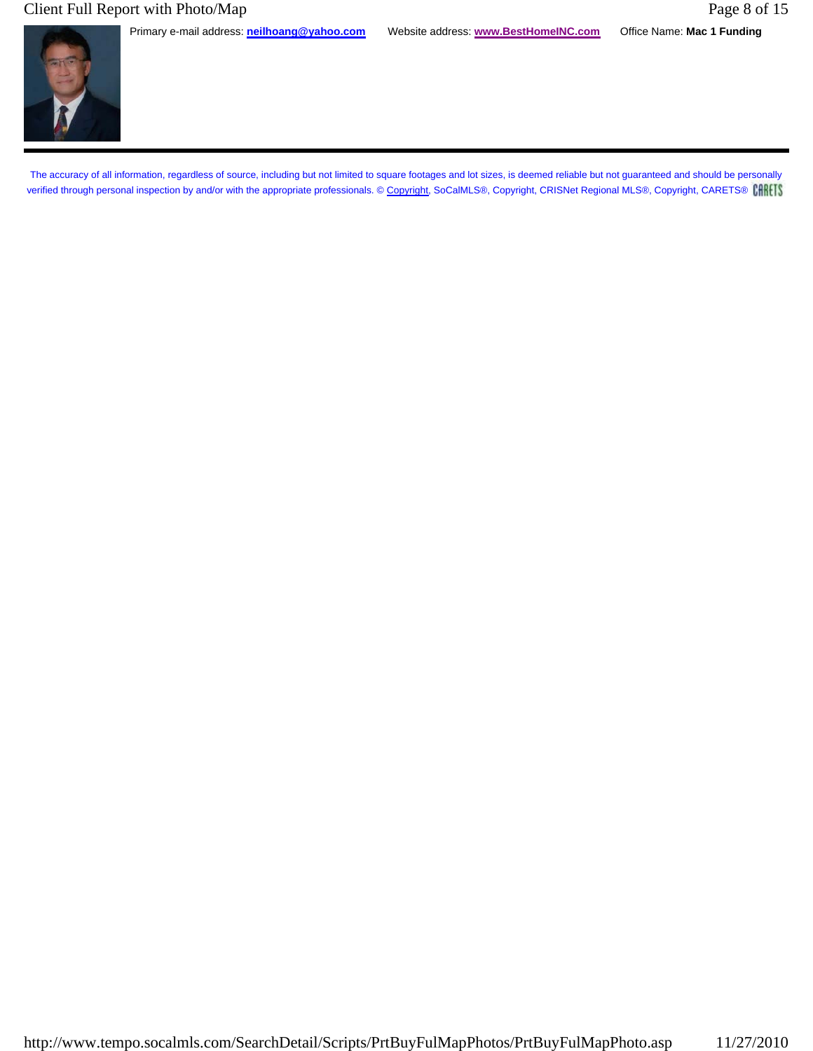Primary e-mail address: **neilhoang@yahoo.com** Website address: **www.BestHomeINC.com** Office Name: **Mac 1 Funding**

---

The accuracy of all information, regardless of source, including but not limited to square footages and lot sizes, is deemed reliable but not guaranteed and should be personally verified through personal inspection by and/or with the appropriate professionals. © Copyright, SoCalMLS®, Copyright, CRISNet Regional MLS®, Copyright, CARETS® CARETS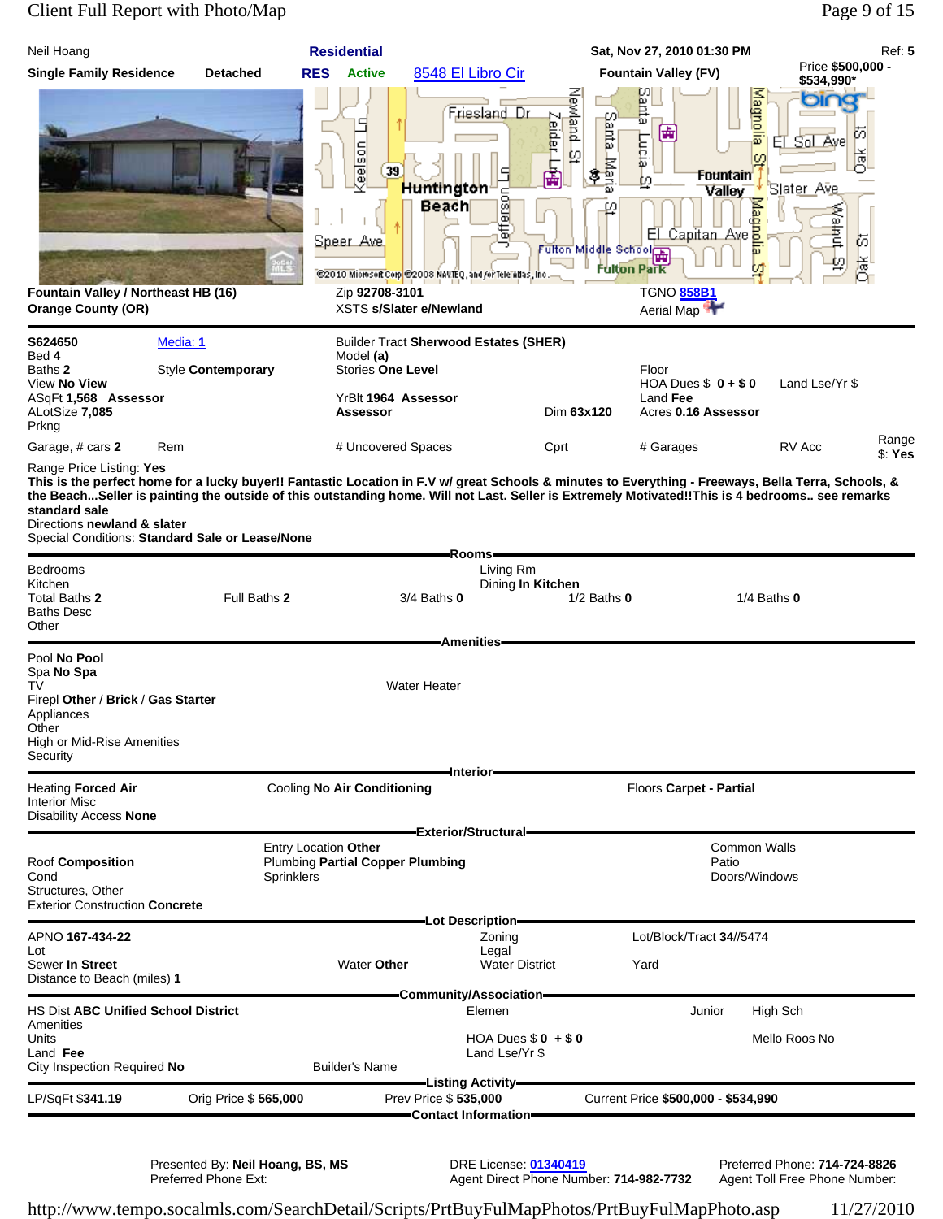Neil Hoang | **Residential** | **Sat, Nov 27, 2010 01:30 PM** | Ref: **5**

**Single Family Residence** **Detached** **RES** **Active** 8548 El Libro Cir **Fountain Valley (FV)** Price **$500,000 - $534,990***

**Fountain Valley / Northeast HB (16)**
**Orange County (OR)**

Zip **92708-3101**
XSTS **s/Slater e/Newland**

TGNO **858B1**
Aerial Map

---

**S624650** Media: **1**
Bed **4**
Baths **2** Style **Contemporary**
View **No View**
ASqFt **1,568 Assessor**
ALotSize **7,085**
Prkng
Garage, # cars **2** Rem

Builder Tract **Sherwood Estates (SHER)**
Model **(a)**
Stories **One Level**
YrBlt **1964 Assessor**
**Assessor** Dim **63x120**
# Uncovered Spaces Cprt

Floor
HOA Dues $ **0 + $ 0** Land Lse/Yr $
Land **Fee**
Acres **0.16 Assessor**
# Garages RV Acc Range $: **Yes**

Range Price Listing: **Yes**

**This is the perfect home for a lucky buyer!! Fantastic Location in F.V w/ great Schools & minutes to Everything - Freeways, Bella Terra, Schools, & the Beach...Seller is painting the outside of this outstanding home. Will not Last. Seller is Extremely Motivated!!This is 4 bedrooms.. see remarks standard sale**

Directions **newland & slater**
Special Conditions: **Standard Sale or Lease/None**

## Rooms

Bedrooms
Kitchen
Total Baths **2** Full Baths **2** 3/4 Baths **0** 1/2 Baths **0** 1/4 Baths **0**
Baths Desc
Other
Living Rm
Dining **In Kitchen**

## Amenities

Pool **No Pool**
Spa **No Spa**
TV Water Heater
Firepl **Other** / **Brick** / **Gas Starter**
Appliances
Other
High or Mid-Rise Amenities
Security

## Interior

Heating **Forced Air** Cooling **No Air Conditioning** Floors **Carpet - Partial**
Interior Misc
Disability Access **None**

## Exterior/Structural

Roof **Composition**
Cond
Structures, Other
Exterior Construction **Concrete**
Entry Location **Other**
Plumbing **Partial Copper Plumbing**
Sprinklers
Common Walls
Patio
Doors/Windows

## Lot Description

APNO **167-434-22**
Lot
Sewer **In Street** Water **Other**
Distance to Beach (miles) **1**
Zoning
Legal
Water District
Lot/Block/Tract **34**//5474
Yard

## Community/Association

HS Dist **ABC Unified School District** Elemen Junior High Sch
Amenities
Units HOA Dues $ **0 + $ 0** Mello Roos **No**
Land **Fee** Land Lse/Yr $
City Inspection Required **No** Builder's Name

## Listing Activity

LP/SqFt $**341.19** Orig Price $ **565,000** Prev Price $ **535,000** Current Price **$500,000 - $534,990**

## Contact Information

Presented By: **Neil Hoang, BS, MS**
Preferred Phone Ext:
DRE License: **01340419**
Agent Direct Phone Number: **714-982-7732**
Preferred Phone: **714-724-8826**
Agent Toll Free Phone Number: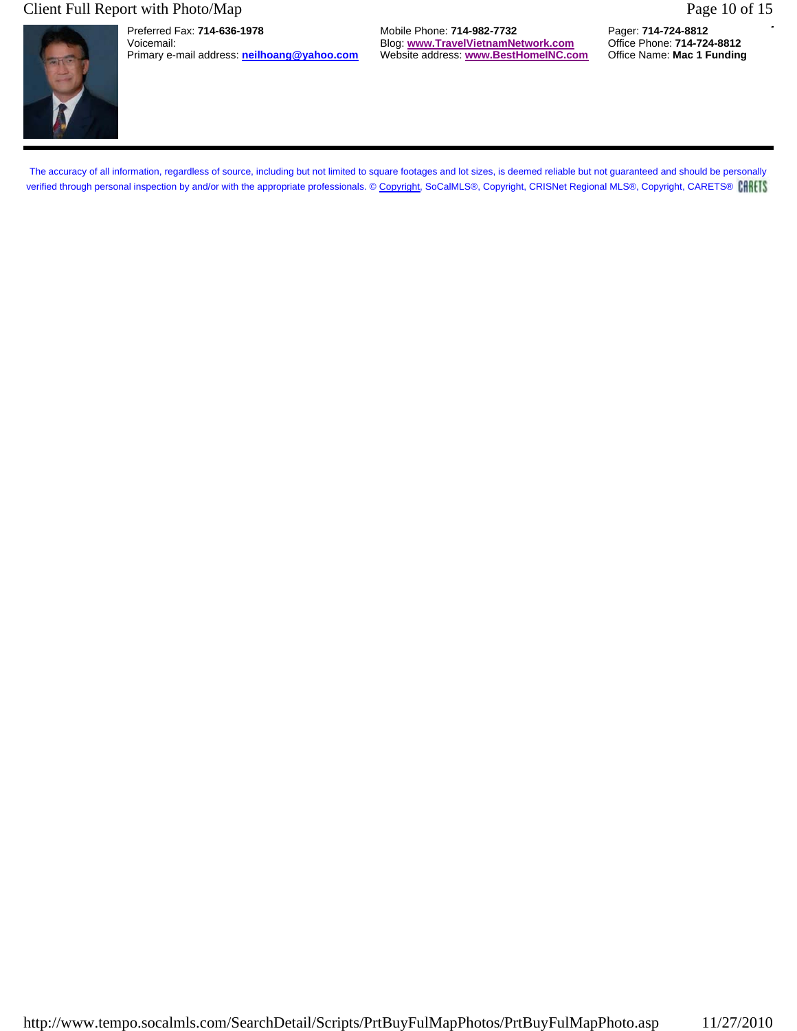Preferred Fax: **714-636-1978**
Voicemail:
Primary e-mail address: **neilhoang@yahoo.com**

Mobile Phone: **714-982-7732**
Blog: **www.TravelVietnamNetwork.com**
Website address: **www.BestHomeINC.com**

Pager: **714-724-8812**
Office Phone: **714-724-8812**
Office Name: **Mac 1 Funding**

---

The accuracy of all information, regardless of source, including but not limited to square footages and lot sizes, is deemed reliable but not guaranteed and should be personally verified through personal inspection by and/or with the appropriate professionals. © Copyright, SoCalMLS®, Copyright, CRISNet Regional MLS®, Copyright, CARETS® CARETS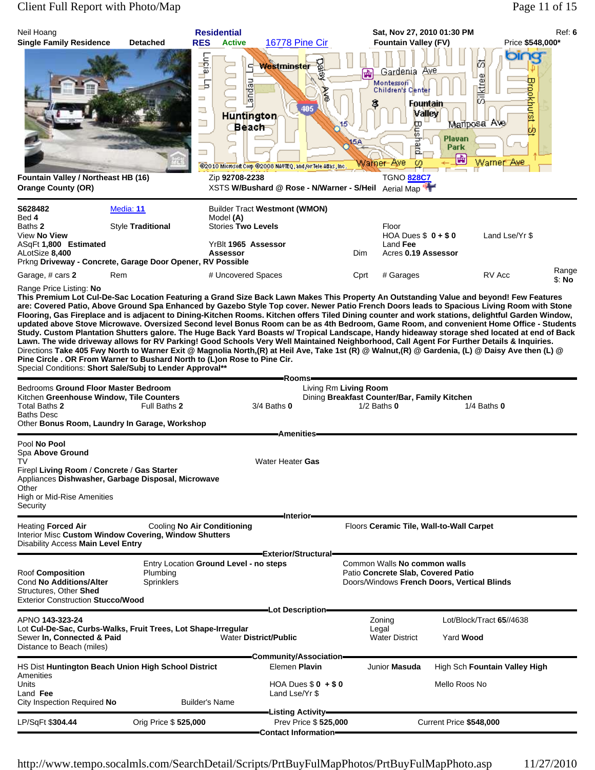Neil Hoang | **Residential** | **Sat, Nov 27, 2010 01:30 PM** | Ref: **6**

**Single Family Residence** **Detached** | **RES** **Active** 16778 Pine Cir | **Fountain Valley (FV)** | Price **$548,000***

**Fountain Valley / Northeast HB (16)**
**Orange County (OR)**

Zip **92708-2238**
XSTS **W/Bushard @ Rose - N/Warner - S/Heil**

TGNO 828C7
Aerial Map

---

S628482 | Media: 11 | Builder Tract **Westmont (WMON)**
Bed **4** | | Model **(A)**
Baths **2** | Style **Traditional** | Stories **Two Levels** | Floor
View **No View** | | | HOA Dues $ **0 + $ 0** | Land Lse/Yr $
ASqFt **1,800 Estimated** | YrBlt **1965 Assessor** | Land **Fee**
ALotSize **8,400** | **Assessor** | Dim | Acres **0.19 Assessor**
Prkng **Driveway - Concrete, Garage Door Opener, RV Possible**
Garage, # cars **2** | Rem | # Uncovered Spaces | Cprt | # Garages | RV Acc | Range $: **No**

Range Price Listing: **No**

**This Premium Lot Cul-De-Sac Location Featuring a Grand Size Back Lawn Makes This Property An Outstanding Value and beyond! Few Features are: Covered Patio, Above Ground Spa Enhanced by Gazebo Style Top cover. Newer Patio French Doors leads to Spacious Living Room with Stone Flooring, Gas Fireplace and is adjacent to Dining-Kitchen Rooms. Kitchen offers Tiled Dining counter and work stations, delightful Garden Window, updated above Stove Microwave. Oversized Second level Bonus Room can be as 4th Bedroom, Game Room, and convenient Home Office - Students Study. Custom Plantation Shutters galore. The Huge Back Yard Boasts w/ Tropical Landscape, Handy hideaway storage shed located at end of Back Lawn. The wide driveway allows for RV Parking! Good Schools Very Well Maintained Neighborhood, Call Agent For Further Details & Inquiries.**

Directions **Take 405 Fwy North to Warner Exit @ Magnolia North,(R) at Heil Ave, Take 1st (R) @ Walnut,(R) @ Gardenia, (L) @ Daisy Ave then (L) @ Pine Circle . OR From Warner to Bushard North to (L)on Rose to Pine Cir.**

Special Conditions: **Short Sale/Subj to Lender Approval****

## Rooms

Bedrooms **Ground Floor Master Bedroom** | Living Rm **Living Room**
Kitchen **Greenhouse Window, Tile Counters** | Dining **Breakfast Counter/Bar, Family Kitchen**
Total Baths **2** | Full Baths **2** | 3/4 Baths **0** | 1/2 Baths **0** | 1/4 Baths **0**
Baths Desc
Other **Bonus Room, Laundry In Garage, Workshop**

## Amenities

Pool **No Pool**
Spa **Above Ground**
TV | Water Heater **Gas**
Firepl **Living Room** / **Concrete** / **Gas Starter**
Appliances **Dishwasher, Garbage Disposal, Microwave**
Other
High or Mid-Rise Amenities
Security

## Interior

Heating **Forced Air** | Cooling **No Air Conditioning** | Floors **Ceramic Tile, Wall-to-Wall Carpet**
Interior Misc **Custom Window Covering, Window Shutters**
Disability Access **Main Level Entry**

## Exterior/Structural

Entry Location **Ground Level - no steps** | Common Walls **No common walls**
Roof **Composition** | Plumbing | Patio **Concrete Slab, Covered Patio**
Cond **No Additions/Alter** | Sprinklers | Doors/Windows **French Doors, Vertical Blinds**
Structures, Other **Shed**
Exterior Construction **Stucco/Wood**

## Lot Description

APNO **143-323-24** | Zoning | Lot/Block/Tract **65//4638**
Lot **Cul-De-Sac, Curbs-Walks, Fruit Trees, Lot Shape-Irregular** | Legal
Sewer **In, Connected & Paid** | Water **District/Public** | Water District | Yard **Wood**
Distance to Beach (miles)

## Community/Association

HS Dist **Huntington Beach Union High School District** | Elemen **Plavin** | Junior **Masuda** | High Sch **Fountain Valley High**
Amenities
Units | HOA Dues $ **0 + $ 0** | Mello Roos **No**
Land **Fee** | Land Lse/Yr $
City Inspection Required **No** | Builder's Name

## Listing Activity

LP/SqFt $**304.44** | Orig Price $ **525,000** | Prev Price $ **525,000** | Current Price **$548,000**

## Contact Information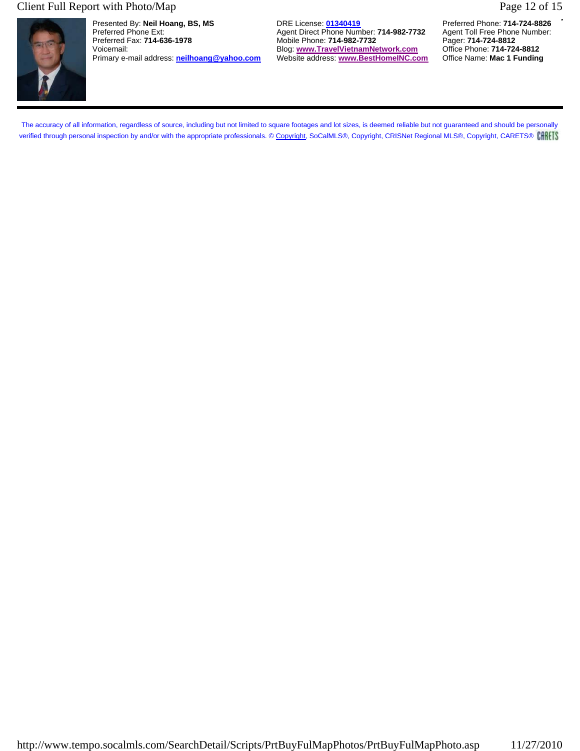Presented By: **Neil Hoang, BS, MS**
Preferred Phone Ext:
Preferred Fax: **714-636-1978**
Voicemail:
Primary e-mail address: **neilhoang@yahoo.com**

DRE License: **01340419**
Agent Direct Phone Number: **714-982-7732**
Mobile Phone: **714-982-7732**
Blog: **www.TravelVietnamNetwork.com**
Website address: **www.BestHomeINC.com**

Preferred Phone: **714-724-8826**
Agent Toll Free Phone Number:
Pager: **714-724-8812**
Office Phone: **714-724-8812**
Office Name: **Mac 1 Funding**

---

The accuracy of all information, regardless of source, including but not limited to square footages and lot sizes, is deemed reliable but not guaranteed and should be personally verified through personal inspection by and/or with the appropriate professionals. © Copyright, SoCalMLS®, Copyright, CRISNet Regional MLS®, Copyright, CARETS® CARETS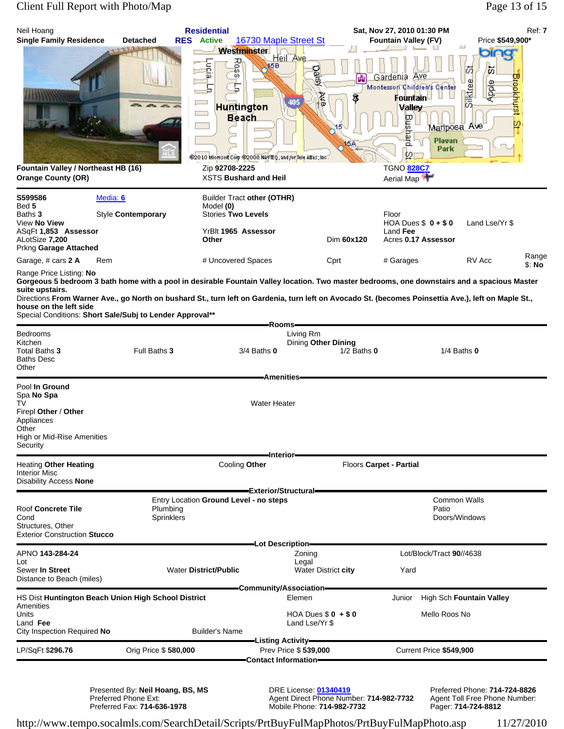Neil Hoang | **Residential** | **Sat, Nov 27, 2010 01:30 PM** | **Ref: 7**

**Single Family Residence** **Detached** **RES** **Active** 16730 Maple Street St **Fountain Valley (FV)** **Price $549,900***

**Fountain Valley / Northeast HB (16)**
**Orange County (OR)**

Zip **92708-2225**
XSTS **Bushard and Heil**

TGNO 828C7
Aerial Map

---

**S599586** Media: 6
Bed **5**
Baths **3** Style **Contemporary**
View **No View**
ASqFt **1,853 Assessor**
ALotSize **7,200**
Prkng **Garage Attached**

Builder Tract **other (OTHR)**
Model **(0)**
Stories **Two Levels**

YrBlt **1965 Assessor**
**Other** Dim **60x120**

Floor
HOA Dues $ **0 + $ 0** Land Lse/Yr $
Land **Fee**
Acres **0.17 Assessor**

Garage, # cars **2 A** Rem | # Uncovered Spaces | Cprt | # Garages | RV Acc | Range $: **No**

Range Price Listing: **No**

**Gorgeous 5 bedroom 3 bath home with a pool in desirable Fountain Valley location. Two master bedrooms, one downstairs and a spacious Master suite upstairs.**

Directions **From Warner Ave., go North on bushard St., turn left on Gardenia, turn left on Avocado St. (becomes Poinsettia Ave.), left on Maple St., house on the left side**

Special Conditions: **Short Sale/Subj to Lender Approval****

## Rooms

Bedrooms
Kitchen
Total Baths **3** Full Baths **3** 3/4 Baths **0** 1/2 Baths **0** 1/4 Baths **0**
Baths Desc
Other

Living Rm
Dining **Other Dining**

## Amenities

Pool **In Ground**
Spa **No Spa**
TV
Firepl **Other** / **Other**
Appliances
Other
High or Mid-Rise Amenities
Security

Water Heater

## Interior

Heating **Other Heating** Cooling **Other** Floors **Carpet - Partial**
Interior Misc
Disability Access **None**

## Exterior/Structural

Roof **Concrete Tile**
Cond
Structures, Other
Exterior Construction **Stucco**

Entry Location **Ground Level - no steps**
Plumbing
Sprinklers

Common Walls
Patio
Doors/Windows

## Lot Description

APNO **143-284-24** Zoning Lot/Block/Tract **90//4638**
Lot Legal
Sewer **In Street** Water District/**Public** Water District **city** Yard
Distance to Beach (miles)

## Community/Association

HS Dist **Huntington Beach Union High School District** Elemen Junior High Sch **Fountain Valley**
Amenities
Units HOA Dues $ **0 + $ 0** Mello Roos **No**
Land **Fee** Land Lse/Yr $
City Inspection Required **No** Builder's Name

## Listing Activity

LP/SqFt **$296.76** Orig Price $ **580,000** Prev Price $ **539,000** Current Price **$549,900**

## Contact Information

Presented By: **Neil Hoang, BS, MS**
Preferred Phone Ext:
Preferred Fax: **714-636-1978**

DRE License: 01340419
Agent Direct Phone Number: **714-982-7732**
Mobile Phone: **714-982-7732**

Preferred Phone: **714-724-8826**
Agent Toll Free Phone Number:
Pager: **714-724-8812**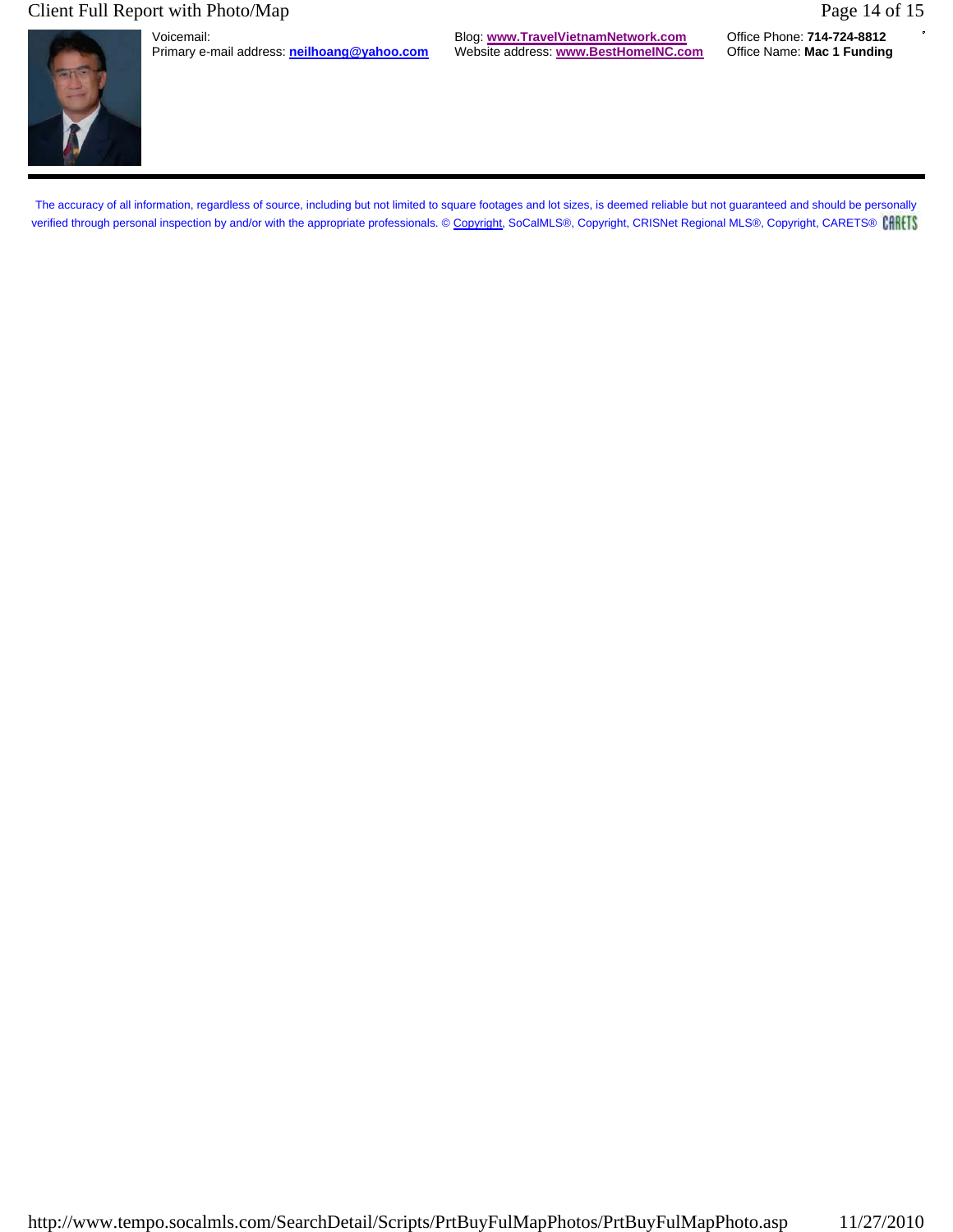Voicemail:
Primary e-mail address: **neilhoang@yahoo.com**

Blog: **www.TravelVietnamNetwork.com**
Website address: **www.BestHomeINC.com**

Office Phone: **714-724-8812**
Office Name: **Mac 1 Funding**

---

The accuracy of all information, regardless of source, including but not limited to square footages and lot sizes, is deemed reliable but not guaranteed and should be personally verified through personal inspection by and/or with the appropriate professionals. © Copyright, SoCalMLS®, Copyright, CRISNet Regional MLS®, Copyright, CARETS® CARETS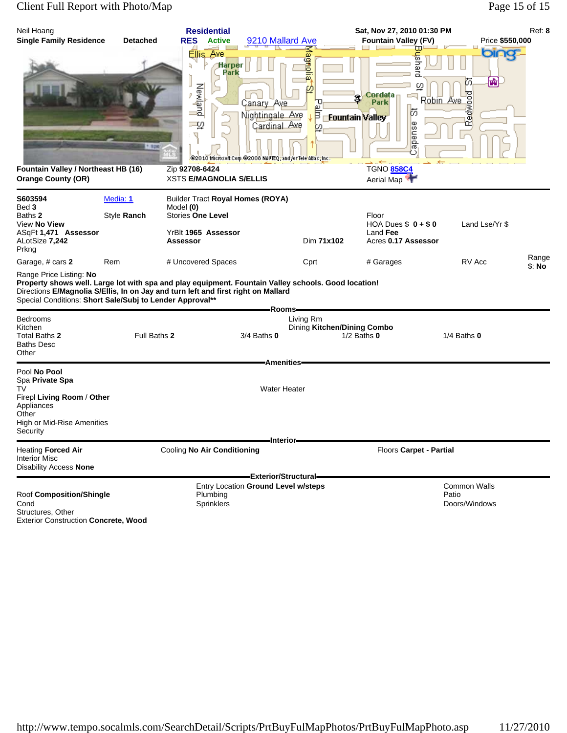Neil Hoang
**Single Family Residence** **Detached**

**Residential**
**RES** **Active** 9210 Mallard Ave

**Sat, Nov 27, 2010 01:30 PM** Ref: **8**
**Fountain Valley (FV)** Price **$550,000**

Ellis Ave, Harper Park, Newland St, Canary Ave, Nightingale Ave, Cardinal Ave, Magnolia St, Palm St, Fountain Valley, Cordata Park, Bushard St, Robin Ave, Redwood St, Capense St

©2010 Microsoft Corp ©2008 NAVTEQ, and/or Tele Atlas, Inc.

**Fountain Valley / Northeast HB (16)** Zip **92708-6424** TGNO 858C4
**Orange County (OR)** XSTS **E/MAGNOLIA S/ELLIS** Aerial Map

**S603594** Media: 1 Builder Tract **Royal Homes (ROYA)**
Bed **3** Model **(0)**
Baths **2** Style **Ranch** Stories **One Level** Floor
View **No View** HOA Dues $ **0 + $ 0** Land Lse/Yr $
ASqFt **1,471** **Assessor** YrBlt **1965** **Assessor** Land **Fee**
ALotSize **7,242** **Assessor** Dim **71x102** Acres **0.17 Assessor**
Prkng
Garage, # cars **2** Rem # Uncovered Spaces Cprt # Garages RV Acc Range $: **No**

Range Price Listing: **No**
**Property shows well. Large lot with spa and play equipment. Fountain Valley schools. Good location!**
Directions **E/Magnolia S/Ellis, In on Jay and turn left and first right on Mallard**
Special Conditions: **Short Sale/Subj to Lender Approval\*\***

## Rooms

Bedrooms
Kitchen
Living Rm
Dining **Kitchen/Dining Combo**
Total Baths **2** Full Baths **2** 3/4 Baths **0** 1/2 Baths **0** 1/4 Baths **0**
Baths Desc
Other

## Amenities

Pool **No Pool**
Spa **Private Spa**
TV
Water Heater
Firepl **Living Room** / **Other**
Appliances
Other
High or Mid-Rise Amenities
Security

## Interior

Heating **Forced Air** Cooling **No Air Conditioning** Floors **Carpet - Partial**
Interior Misc
Disability Access **None**

## Exterior/Structural

Entry Location **Ground Level w/steps** Common Walls
Roof **Composition/Shingle** Plumbing Patio
Cond Sprinklers Doors/Windows
Structures, Other
Exterior Construction **Concrete, Wood**